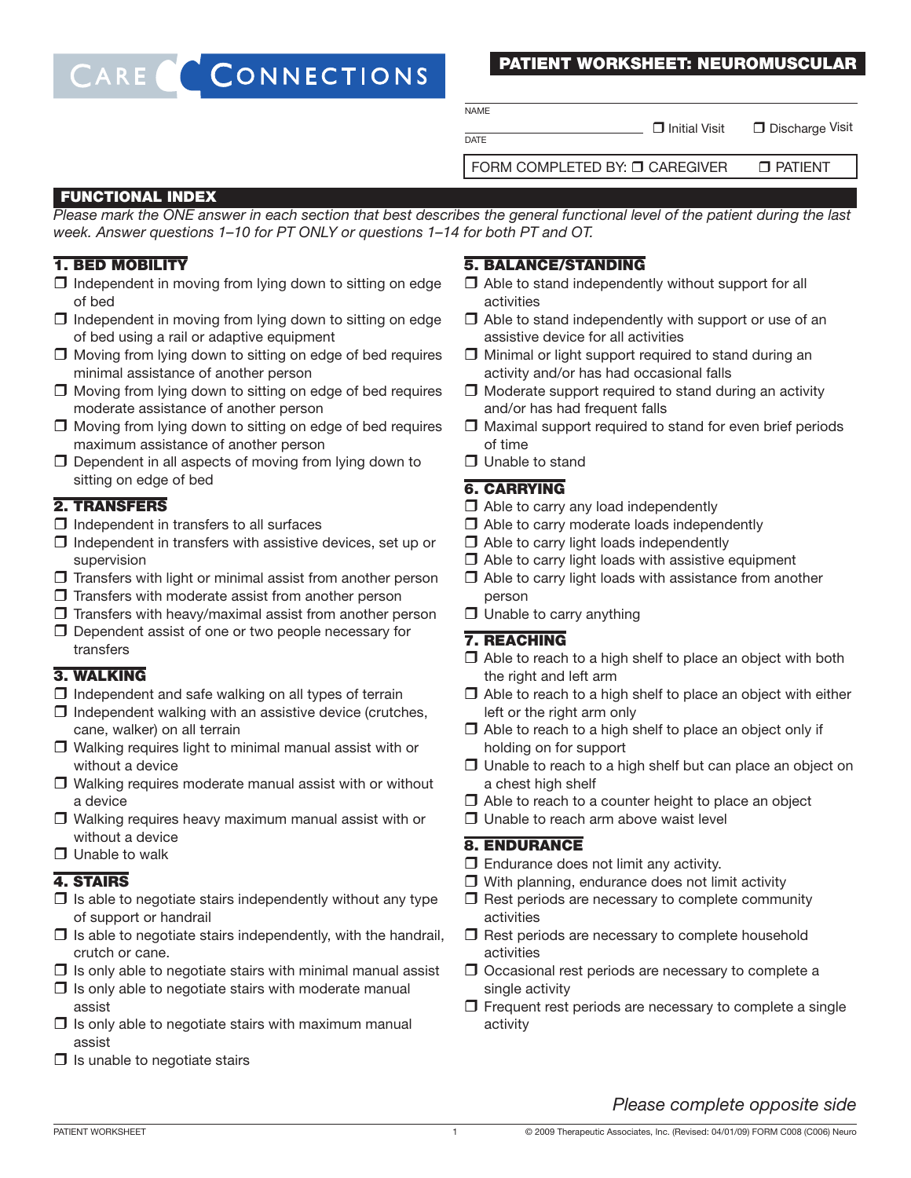CARE CONNECTIONS

# PATIENT WORKSHEET: NEUROMUSCULAR

NAME

DATE

❒ Initial Visit ❒ Discharge Visit

FORM COMPLETED BY: ❒ CAREGIVER ❒ PATIENT

## FUNCTIONAL INDEX

*Please mark the ONE answer in each section that best describes the general functional level of the patient during the last week. Answer questions 1–10 for PT ONLY or questions 1–14 for both PT and OT.*

### 1. BED MOBILITY

- ❒ Independent in moving from lying down to sitting on edge of bed
- ❒ Independent in moving from lying down to sitting on edge of bed using a rail or adaptive equipment
- ❒ Moving from lying down to sitting on edge of bed requires minimal assistance of another person
- ❒ Moving from lying down to sitting on edge of bed requires moderate assistance of another person
- ❒ Moving from lying down to sitting on edge of bed requires maximum assistance of another person
- ❒ Dependent in all aspects of moving from lying down to sitting on edge of bed

### 2. TRANSFERS

- ❒ Independent in transfers to all surfaces
- ❒ Independent in transfers with assistive devices, set up or supervision
- ❒ Transfers with light or minimal assist from another person
- ❒ Transfers with moderate assist from another person
- ❒ Transfers with heavy/maximal assist from another person
- ❒ Dependent assist of one or two people necessary for transfers

### 3. WALKING

- ❒ Independent and safe walking on all types of terrain
- ❒ Independent walking with an assistive device (crutches, cane, walker) on all terrain
- ❒ Walking requires light to minimal manual assist with or without a device
- ❒ Walking requires moderate manual assist with or without a device
- ❒ Walking requires heavy maximum manual assist with or without a device
- ❒ Unable to walk

### 4. STAIRS

- ❒ Is able to negotiate stairs independently without any type of support or handrail
- ❒ Is able to negotiate stairs independently, with the handrail, crutch or cane.
- ❒ Is only able to negotiate stairs with minimal manual assist
- ❒ Is only able to negotiate stairs with moderate manual assist
- ❒ Is only able to negotiate stairs with maximum manual assist
- ❒ Is unable to negotiate stairs

### 5. BALANCE/STANDING

- ❒ Able to stand independently without support for all activities
- ❒ Able to stand independently with support or use of an assistive device for all activities
- ❒ Minimal or light support required to stand during an activity and/or has had occasional falls
- ❒ Moderate support required to stand during an activity and/or has had frequent falls
- ❒ Maximal support required to stand for even brief periods of time
- ❒ Unable to stand

### 6. CARRYING

- ❒ Able to carry any load independently
- ❒ Able to carry moderate loads independently
- ❒ Able to carry light loads independently
- ❒ Able to carry light loads with assistive equipment
- ❒ Able to carry light loads with assistance from another person
- ❒ Unable to carry anything

### 7. REACHING

- ❒ Able to reach to a high shelf to place an object with both the right and left arm
- ❒ Able to reach to a high shelf to place an object with either left or the right arm only
- ❒ Able to reach to a high shelf to place an object only if holding on for support
- ❒ Unable to reach to a high shelf but can place an object on a chest high shelf
- ❒ Able to reach to a counter height to place an object
- ❒ Unable to reach arm above waist level

### 8. ENDURANCE

- ❒ Endurance does not limit any activity.
- ❒ With planning, endurance does not limit activity
- ❒ Rest periods are necessary to complete community activities
- ❒ Rest periods are necessary to complete household activities
- ❒ Occasional rest periods are necessary to complete a single activity
- ❒ Frequent rest periods are necessary to complete a single activity

*Please complete opposite side*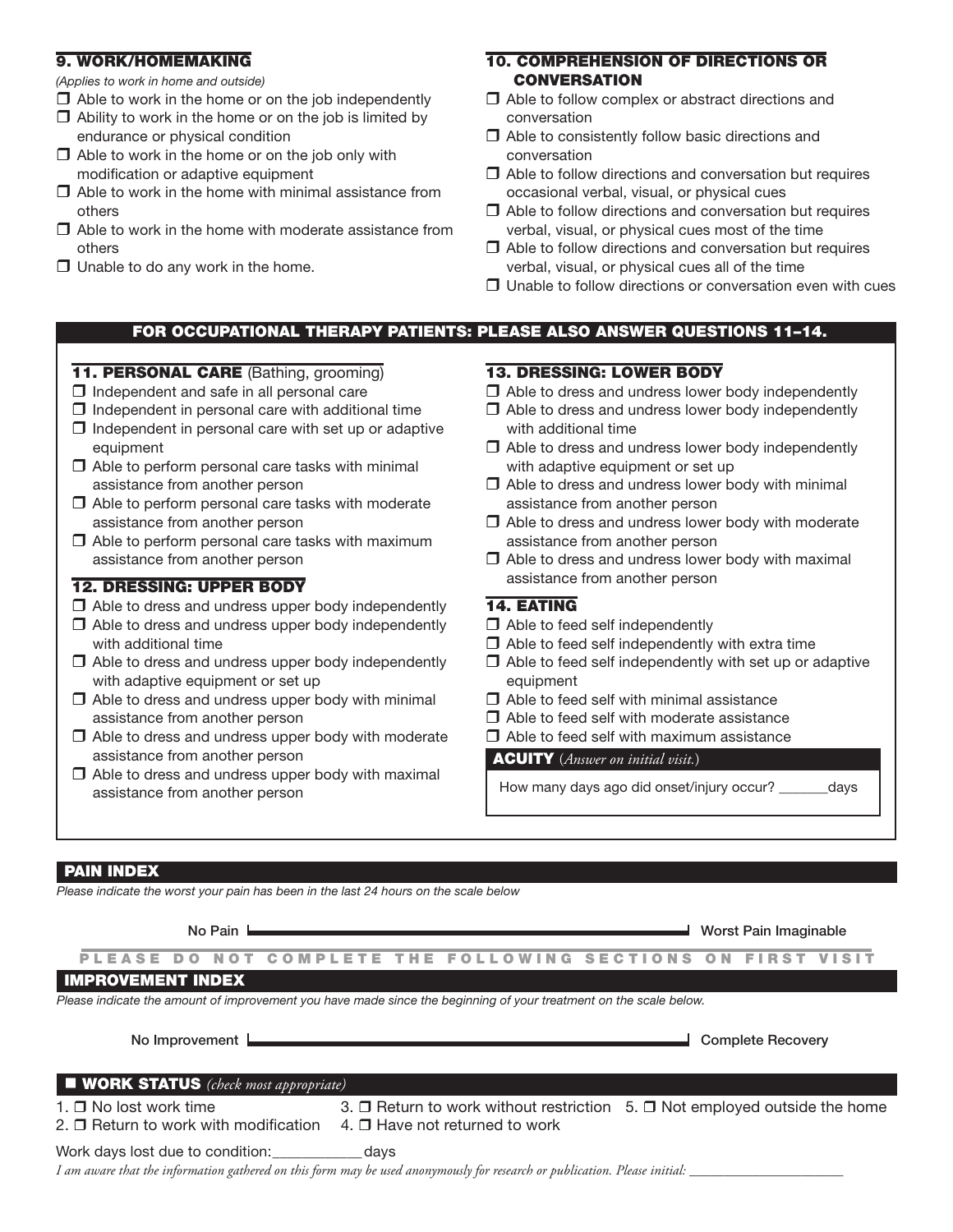## 9. WORK/HOMEMAKING

*(Applies to work in home and outside)*

- ❒ Able to work in the home or on the job independently
- ❒ Ability to work in the home or on the job is limited by endurance or physical condition
- ❒ Able to work in the home or on the job only with modification or adaptive equipment
- ❒ Able to work in the home with minimal assistance from others
- ❒ Able to work in the home with moderate assistance from others
- ❒ Unable to do any work in the home.

## 10. COMPREHENSION OF DIRECTIONS OR CONVERSATION

- ❒ Able to follow complex or abstract directions and conversation
- ❒ Able to consistently follow basic directions and conversation
- ❒ Able to follow directions and conversation but requires occasional verbal, visual, or physical cues
- ❒ Able to follow directions and conversation but requires verbal, visual, or physical cues most of the time
- ❒ Able to follow directions and conversation but requires verbal, visual, or physical cues all of the time
- ❒ Unable to follow directions or conversation even with cues

**FOR OCCUPATIONAL THERAPY PATIENTS: PLEASE ALSO ANSWER QUESTIONS 11–14.**

## 11. PERSONAL CARE (Bathing, grooming)

- ❒ Independent and safe in all personal care
- ❒ Independent in personal care with additional time
- ❒ Independent in personal care with set up or adaptive equipment
- ❒ Able to perform personal care tasks with minimal assistance from another person
- ❒ Able to perform personal care tasks with moderate assistance from another person
- ❒ Able to perform personal care tasks with maximum assistance from another person

## 12. DRESSING: UPPER BODY

- ❒ Able to dress and undress upper body independently
- ❒ Able to dress and undress upper body independently with additional time
- ❒ Able to dress and undress upper body independently with adaptive equipment or set up
- ❒ Able to dress and undress upper body with minimal assistance from another person
- ❒ Able to dress and undress upper body with moderate assistance from another person
- ❒ Able to dress and undress upper body with maximal assistance from another person

## 13. DRESSING: LOWER BODY

- ❒ Able to dress and undress lower body independently
- ❒ Able to dress and undress lower body independently with additional time
- ❒ Able to dress and undress lower body independently with adaptive equipment or set up
- ❒ Able to dress and undress lower body with minimal assistance from another person
- ❒ Able to dress and undress lower body with moderate assistance from another person
- ❒ Able to dress and undress lower body with maximal assistance from another person

## 14. EATING

- ❒ Able to feed self independently
- ❒ Able to feed self independently with extra time
- ❒ Able to feed self independently with set up or adaptive equipment
- ❒ Able to feed self with minimal assistance
- ❒ Able to feed self with moderate assistance
- ❒ Able to feed self with maximum assistance

**ACUITY** (*Answer on initial visit.*)

How many days ago did onset/injury occur? _______days

## PAIN INDEX

*Please indicate the worst your pain has been in the last 24 hours on the scale below*

No Pain ______________________________ Worst Pain Imaginable

PLEASE DO NOT COMPLETE THE FOLLOWING SECTIONS ON FIRST VISIT

## IMPROVEMENT INDEX

*Please indicate the amount of improvement you have made since the beginning of your treatment on the scale below.*

No Improvement ______________________________ Complete Recovery

## WORK STATUS *(check most appropriate)*

1. ❒ No lost work time
2. ❒ Return to work with modification
3. ❒ Return to work without restriction
4. ❒ Have not returned to work
5. ❒ Not employed outside the home

Work days lost due to condition:____________days

*I am aware that the information gathered on this form may be used anonymously for research or publication. Please initial:* ______________________